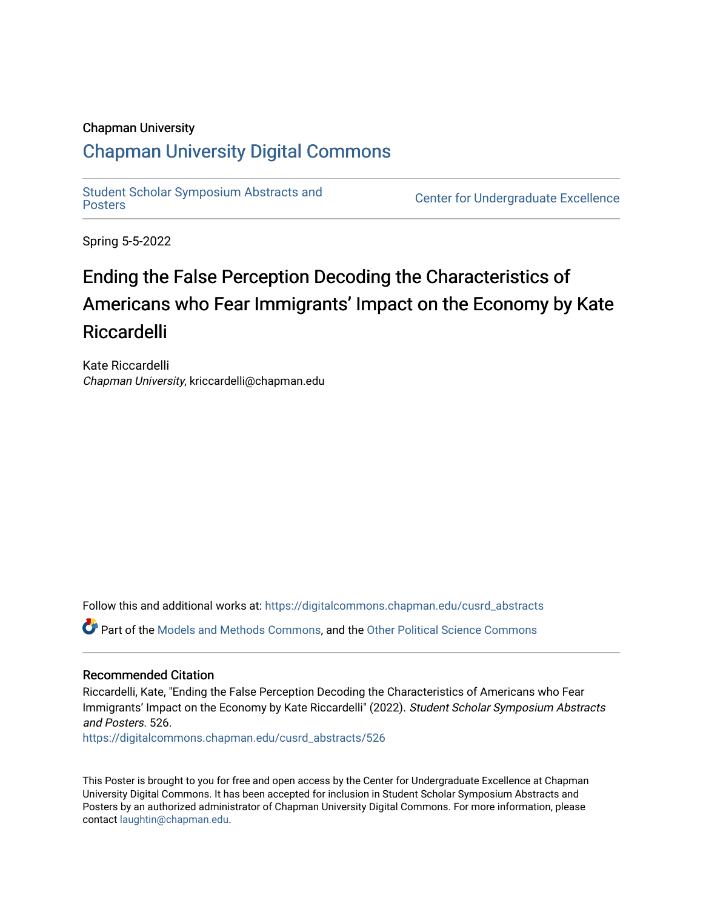Chapman University

# Chapman University Digital Commons

Student Scholar Symposium Abstracts and Posters

Center for Undergraduate Excellence

Spring 5-5-2022

## Ending the False Perception Decoding the Characteristics of Americans who Fear Immigrants' Impact on the Economy by Kate Riccardelli

Kate Riccardelli
*Chapman University*, kriccardelli@chapman.edu

Follow this and additional works at: https://digitalcommons.chapman.edu/cusrd_abstracts

Part of the Models and Methods Commons, and the Other Political Science Commons

### Recommended Citation

Riccardelli, Kate, "Ending the False Perception Decoding the Characteristics of Americans who Fear Immigrants' Impact on the Economy by Kate Riccardelli" (2022). *Student Scholar Symposium Abstracts and Posters*. 526.
https://digitalcommons.chapman.edu/cusrd_abstracts/526

This Poster is brought to you for free and open access by the Center for Undergraduate Excellence at Chapman University Digital Commons. It has been accepted for inclusion in Student Scholar Symposium Abstracts and Posters by an authorized administrator of Chapman University Digital Commons. For more information, please contact laughtin@chapman.edu.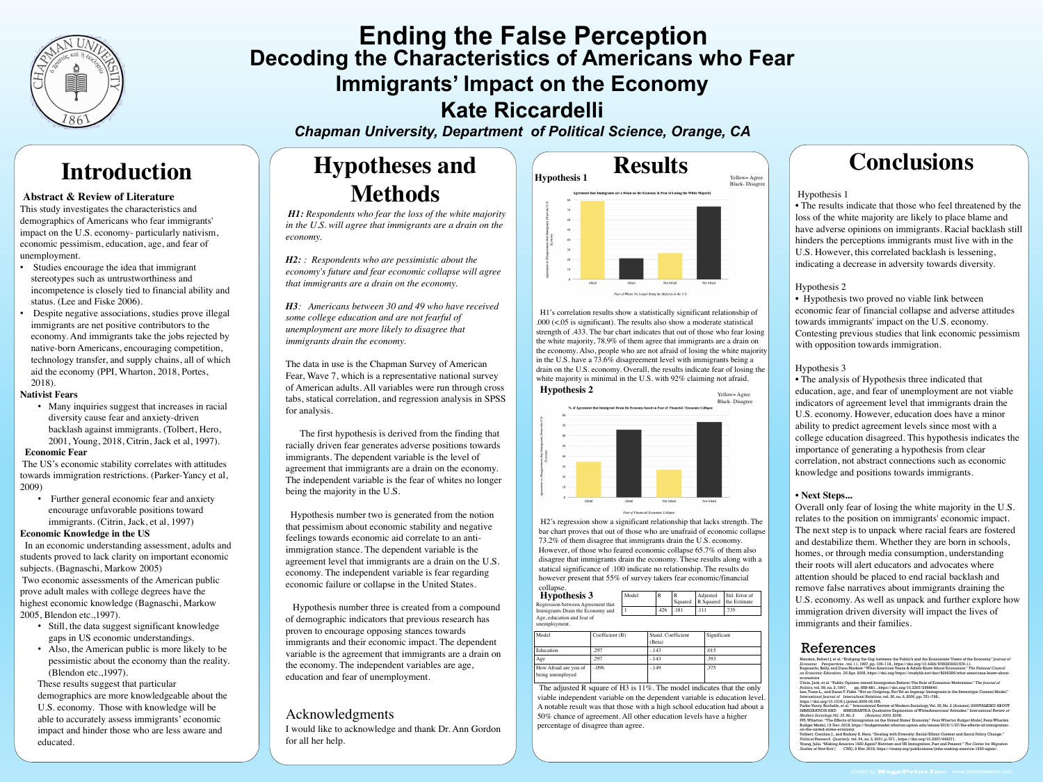# Ending the False Perception

## Decoding the Characteristics of Americans who Fear Immigrants' Impact on the Economy

## Kate Riccardelli

*Chapman University, Department of Political Science, Orange, CA*

# Introduction

### Abstract & Review of Literature

This study investigates the characteristics and demographics of Americans who fear immigrants' impact on the U.S. economy- particularly nativism, economic pessimism, education, age, and fear of unemployment.

- Studies encourage the idea that immigrant stereotypes such as untrustworthiness and incompetence is closely tied to financial ability and status. (Lee and Fiske 2006).
- Despite negative associations, studies prove illegal immigrants are net positive contributors to the economy. And immigrants take the jobs rejected by native-born Americans, encouraging competition, technology transfer, and supply chains, all of which aid the economy (PPI, Wharton, 2018, Portes, 2018).

### Nativist Fears

- Many inquiries suggest that increases in racial diversity cause fear and anxiety-driven backlash against immigrants. (Tolbert, Hero, 2001, Young, 2018, Citrin, Jack et al, 1997).

### Economic Fear

The US's economic stability correlates with attitudes towards immigration restrictions. (Parker-Yancy et al, 2009)

- Further general economic fear and anxiety encourage unfavorable positions toward immigrants. (Citrin, Jack, et al, 1997)

### Economic Knowledge in the US

In an economic understanding assessment, adults and students proved to lack clarity on important economic subjects. (Bagnaschi, Markow 2005)

Two economic assessments of the American public prove adult males with college degrees have the highest economic knowledge (Bagnaschi, Markow 2005, Blendon etc.,1997).

- Still, the data suggest significant knowledge gaps in US economic understandings.
- Also, the American public is more likely to be pessimistic about the economy than the reality. (Blendon etc.,1997).

These results suggest that particular demographics are more knowledgeable about the U.S. economy. Those with knowledge will be able to accurately assess immigrants' economic impact and hinder those who are less aware and educated.

# Hypotheses and Methods

***H1:*** *Respondents who fear the loss of the white majority in the U.S. will agree that immigrants are a drain on the economy.*

***H2:*** *: Respondents who are pessimistic about the economy's future and fear economic collapse will agree that immigrants are a drain on the economy.*

***H3****: Americans between 30 and 49 who have received some college education and are not fearful of unemployment are more likely to disagree that immigrants drain the economy.*

The data in use is the Chapman Survey of American Fear, Wave 7, which is a representative national survey of American adults. All variables were run through cross tabs, statical correlation, and regression analysis in SPSS for analysis.

The first hypothesis is derived from the finding that racially driven fear generates adverse positions towards immigrants. The dependent variable is the level of agreement that immigrants are a drain on the economy. The independent variable is the fear of whites no longer being the majority in the U.S.

Hypothesis number two is generated from the notion that pessimism about economic stability and negative feelings towards economic aid correlate to an anti-immigration stance. The dependent variable is the agreement level that immigrants are a drain on the U.S. economy. The independent variable is fear regarding economic failure or collapse in the United States.

Hypothesis number three is created from a compound of demographic indicators that previous research has proven to encourage opposing stances towards immigrants and their economic impact. The dependent variable is the agreement that immigrants are a drain on the economy. The independent variables are age, education and fear of unemployment.

## Acknowledgments

I would like to acknowledge and thank Dr. Ann Gordon for all her help.

# Results

**Hypothesis 1**

Yellow= Agree
Black- Disagree

Agreement that Immigrants are a Drain on the Economy & Fear of Losing the White Majority

Agreement or Disagreement that Immigrants Drain the U.S. Economy

Afraid, Afraid, Not Afraid, Not Afraid

Fear of Whites No Longer Being the Majority in the U.S.

H1's correlation results show a statistically significant relationship of .000 (<.05 is significant). The results also show a moderate statistical strength of .433. The bar chart indicates that out of those who fear losing the white majority, 78.9% of them agree that immigrants are a drain on the economy. Also, people who are not afraid of losing the white majority in the U.S. have a 73.6% disagreement level with immigrants being a drain on the U.S. economy. Overall, the results indicate that fear of losing the white majority is minimal in the U.S. with 92% claiming not afraid.

**Hypothesis 2**

Yellow= Agree
Black- Disagree

% of Agreement that Immigrant Drain the Economy based on Fear of Financial / Economic Collapse

Agreement or Disagreement that Immigrants Drain the U.S. Economy

Afraid, Afraid, Not Afraid, Not Afraid

Fear of Financial/ Economic Collapse

H2's regression show a significant relationship that lacks strength. The bar chart proves that out of those who are unafraid of economic collapse 73.2% of them disagree that immigrants drain the U.S. economy. However, of those who feared economic collapse 65.7% of them also disagree that immigrants drain the economy. These results along with a statical significance of .100 indicate no relationship. The results do however present that 55% of survey takers fear economic/financial collapse.

**Hypothesis 3**

Regression between Agreement that Immigrants Drain the Economy and Age, education and fear of unemployment.

| Model | R | R Squared | Adjusted R Squared | Std. Error of the Estimate |
|---|---|---|---|---|
| 1 | .426 | .181 | .111 | .735 |

| Model | Coefficient (B) | Stand. Coefficient (Beta) | Significant |
|---|---|---|---|
| Education | .297 | -.143 | .015 |
| Age | .297 | -.143 | .393 |
| How Afraid are you of being unemployed | -.096 | -.149 | .375 |

The adjusted R square of H3 is 11%. The model indicates that the only viable independent variable on the dependent variable is education level. A notable result was that those with a high school education had about a 50% chance of agreement. All other education levels have a higher percentage of disagree than agree.

# Conclusions

Hypothesis 1

- The results indicate that those who feel threatened by the loss of the white majority are likely to place blame and have adverse opinions on immigrants. Racial backlash still hinders the perceptions immigrants must live with in the U.S. However, this correlated backlash is lessening, indicating a decrease in adversity towards diversity.

Hypothesis 2

- Hypothesis two proved no viable link between economic fear of financial collapse and adverse attitudes towards immigrants' impact on the U.S. economy. Contesting previous studies that link economic pessimism with opposition towards immigration.

Hypothesis 3

- The analysis of Hypothesis three indicated that education, age, and fear of unemployment are not viable indicators of agreement level that immigrants drain the U.S. economy. However, education does have a minor ability to predict agreement levels since most with a college education disagreed. This hypothesis indicates the importance of generating a hypothesis from clear correlation, not abstract connections such as economic knowledge and positions towards immigrants.

**• Next Steps...**

Overall only fear of losing the white majority in the U.S. relates to the position on immigrants' economic impact. The next step is to unpack where racial fears are fostered and destabilize them. Whether they are born in schools, homes, or through media consumption, understanding their roots will alert educators and advocates where attention should be placed to end racial backlash and remove false narratives about immigrants draining the U.S. economy. As well as unpack and further explore how immigration driven diversity will impact the lives of immigrants and their families.

## References

Blendon, Robert J, et al. "Bridging the Gap between the Public's and the Economists' Views of the Economy." *Journal of Economic Perspectives*, vol. 11, 1997, pp. 105–118., https://doi.org/10.4324/9780203021576-11.

Bagnaschi, Kelly, and Dana Markow. "What American Teens & Adults Know About Economics." *The National Council on Economic Education*, 26 Apr. 2005, https://doi.org/https://studylib.net/doc/8296395/what-americans-know-about-economics

Citrin, Jack, et al. "Public Opinion toward Immigration Reform: The Role of Economic Motivations." *The Journal of Politics*, vol. 59, no. 3, 1997, pp. 858–881., https://doi.org/10.2307/2998640.

Lee, Tiane L., and Susan T. Fiske. "Not an Outgroup, Not Yet an Ingroup: Immigrants in the Stereotype Content Model." *International Journal of Intercultural Relations*, vol. 30, no. 6, 2006, pp. 751–768., https://doi.org/10.1016/j.ijintrel.2006.06.005.

Parker-Yancy, Rochelle, et al. " International Review of Modern Sociology, Vol. 35, No. 2 (Autumn) 2009TALKING ABOUT IMMIGRATION AND IMMIGRANTS:A Qualitative Exploration of WhiteAmericans' Attitudes." *International Review of Modern Sociology*, Vol. 35, No. 2 (Autumn) 2009, 2009.

PPI, Wharton. "The Effects of Immigration on the United States' Economy." *Penn Wharton Budget Model*, Penn Wharton Budget Model, 19 Dec. 2018, https://budgetmodel.wharton.upenn.edu/issues/2016/1/27/the-effects-of-immigration-on-the-united-states-economy.

Tolbert, Caroline J., and Rodney E. Hero. "Dealing with Diversity: Racial/Ethnic Context and Social Policy Change." *Political Research Quarterly*, vol. 54, no. 3, 2001, p. 571., https://doi.org/10.2307/449271.

Young, Julia. "Making America 1920 Again? Nativism and US Immigration, Past and Present." *The Center for Migration Studies of New York (CMS)*, 9 Nov. 2018, https://cmsny.org/publications/jmhs-making-america-1920-again/.